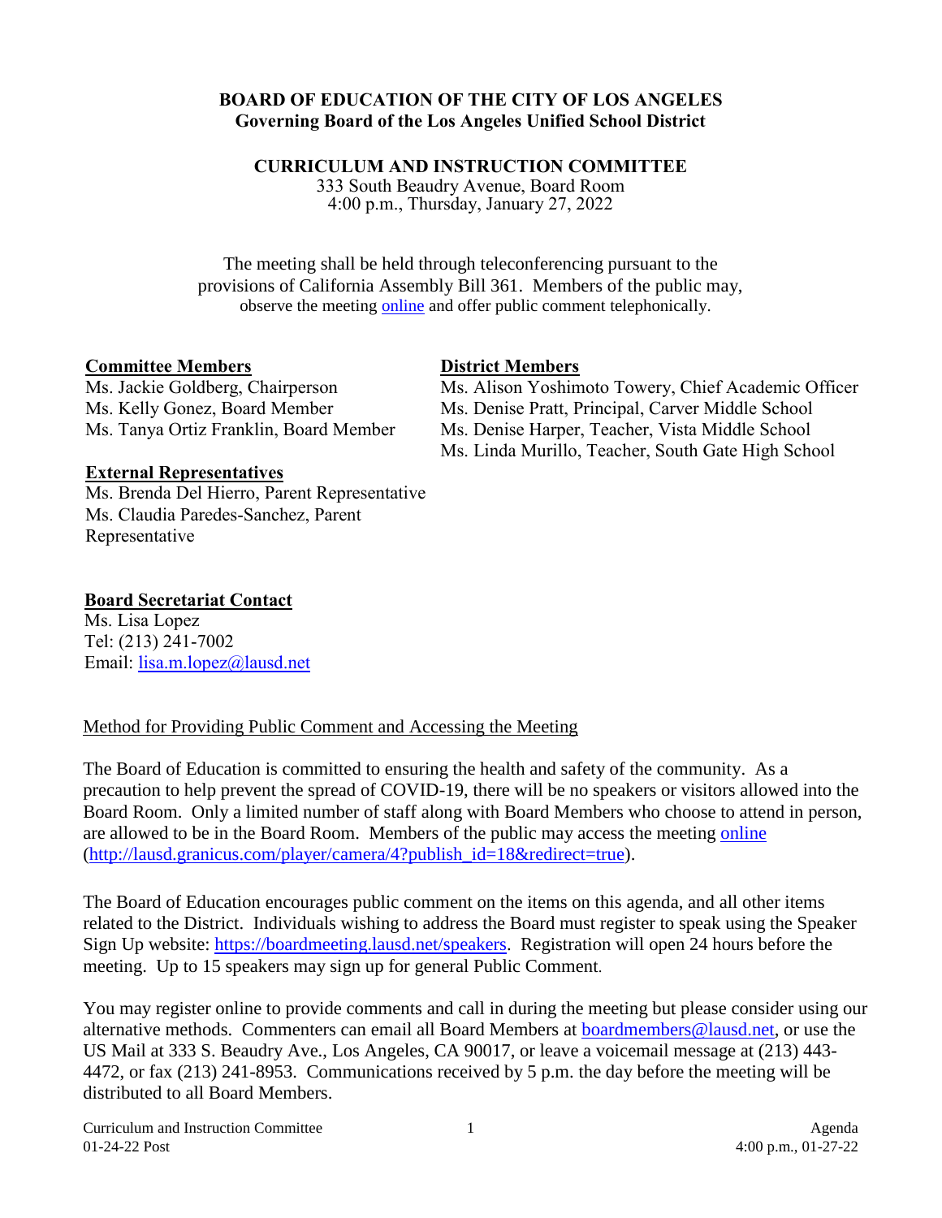**BOARD OF EDUCATION OF THE CITY OF LOS ANGELES**
**Governing Board of the Los Angeles Unified School District**

**CURRICULUM AND INSTRUCTION COMMITTEE**
333 South Beaudry Avenue, Board Room
4:00 p.m., Thursday, January 27, 2022

The meeting shall be held through teleconferencing pursuant to the provisions of California Assembly Bill 361. Members of the public may, observe the meeting online and offer public comment telephonically.

**Committee Members**
Ms. Jackie Goldberg, Chairperson
Ms. Kelly Gonez, Board Member
Ms. Tanya Ortiz Franklin, Board Member

**District Members**
Ms. Alison Yoshimoto Towery, Chief Academic Officer
Ms. Denise Pratt, Principal, Carver Middle School
Ms. Denise Harper, Teacher, Vista Middle School
Ms. Linda Murillo, Teacher, South Gate High School

**External Representatives**
Ms. Brenda Del Hierro, Parent Representative
Ms. Claudia Paredes-Sanchez, Parent Representative

**Board Secretariat Contact**
Ms. Lisa Lopez
Tel: (213) 241-7002
Email: lisa.m.lopez@lausd.net

Method for Providing Public Comment and Accessing the Meeting

The Board of Education is committed to ensuring the health and safety of the community. As a precaution to help prevent the spread of COVID-19, there will be no speakers or visitors allowed into the Board Room. Only a limited number of staff along with Board Members who choose to attend in person, are allowed to be in the Board Room. Members of the public may access the meeting online (http://lausd.granicus.com/player/camera/4?publish_id=18&redirect=true).

The Board of Education encourages public comment on the items on this agenda, and all other items related to the District. Individuals wishing to address the Board must register to speak using the Speaker Sign Up website: https://boardmeeting.lausd.net/speakers. Registration will open 24 hours before the meeting. Up to 15 speakers may sign up for general Public Comment.

You may register online to provide comments and call in during the meeting but please consider using our alternative methods. Commenters can email all Board Members at boardmembers@lausd.net, or use the US Mail at 333 S. Beaudry Ave., Los Angeles, CA 90017, or leave a voicemail message at (213) 443-4472, or fax (213) 241-8953. Communications received by 5 p.m. the day before the meeting will be distributed to all Board Members.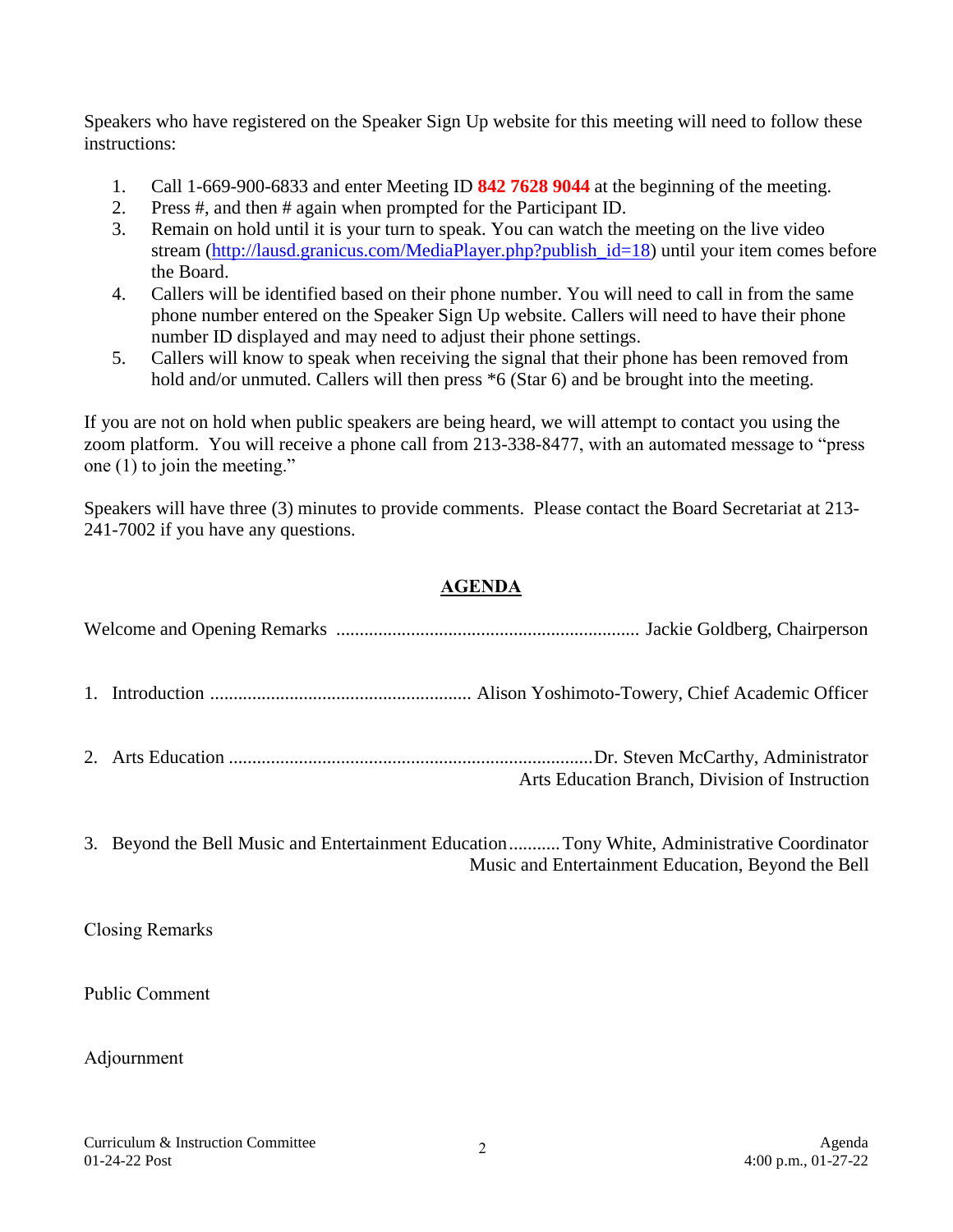Speakers who have registered on the Speaker Sign Up website for this meeting will need to follow these instructions:

1. Call 1-669-900-6833 and enter Meeting ID **842 7628 9044** at the beginning of the meeting.
2. Press #, and then # again when prompted for the Participant ID.
3. Remain on hold until it is your turn to speak. You can watch the meeting on the live video stream (http://lausd.granicus.com/MediaPlayer.php?publish_id=18) until your item comes before the Board.
4. Callers will be identified based on their phone number. You will need to call in from the same phone number entered on the Speaker Sign Up website. Callers will need to have their phone number ID displayed and may need to adjust their phone settings.
5. Callers will know to speak when receiving the signal that their phone has been removed from hold and/or unmuted. Callers will then press *6 (Star 6) and be brought into the meeting.

If you are not on hold when public speakers are being heard, we will attempt to contact you using the zoom platform. You will receive a phone call from 213-338-8477, with an automated message to "press one (1) to join the meeting."

Speakers will have three (3) minutes to provide comments. Please contact the Board Secretariat at 213-241-7002 if you have any questions.

## AGENDA

Welcome and Opening Remarks ................................................................ Jackie Goldberg, Chairperson

1. Introduction ....................................................... Alison Yoshimoto-Towery, Chief Academic Officer

2. Arts Education ............................................................................. Dr. Steven McCarthy, Administrator
   Arts Education Branch, Division of Instruction

3. Beyond the Bell Music and Entertainment Education ........... Tony White, Administrative Coordinator
   Music and Entertainment Education, Beyond the Bell

Closing Remarks

Public Comment

Adjournment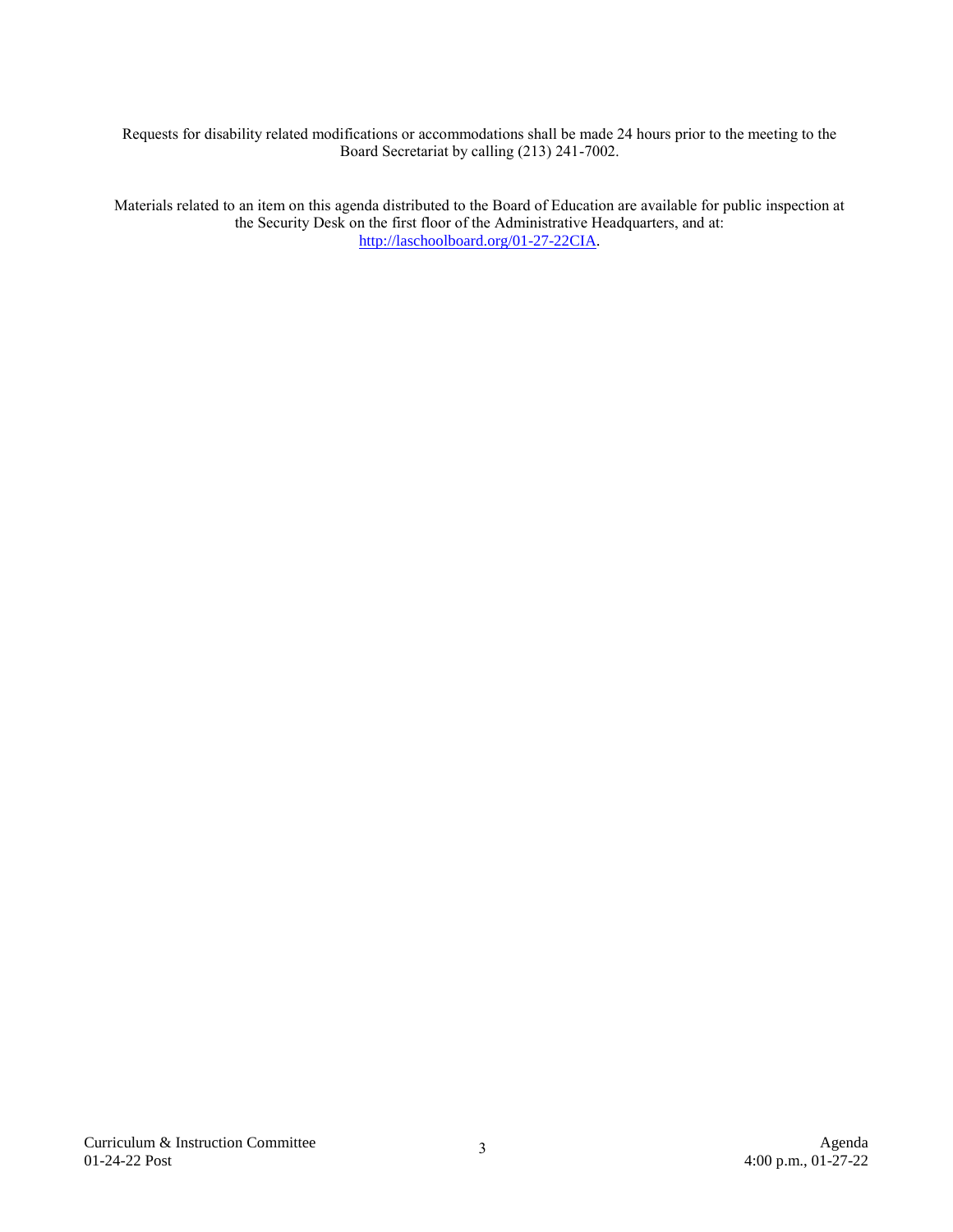Requests for disability related modifications or accommodations shall be made 24 hours prior to the meeting to the Board Secretariat by calling (213) 241-7002.

Materials related to an item on this agenda distributed to the Board of Education are available for public inspection at the Security Desk on the first floor of the Administrative Headquarters, and at: http://laschoolboard.org/01-27-22CIA.